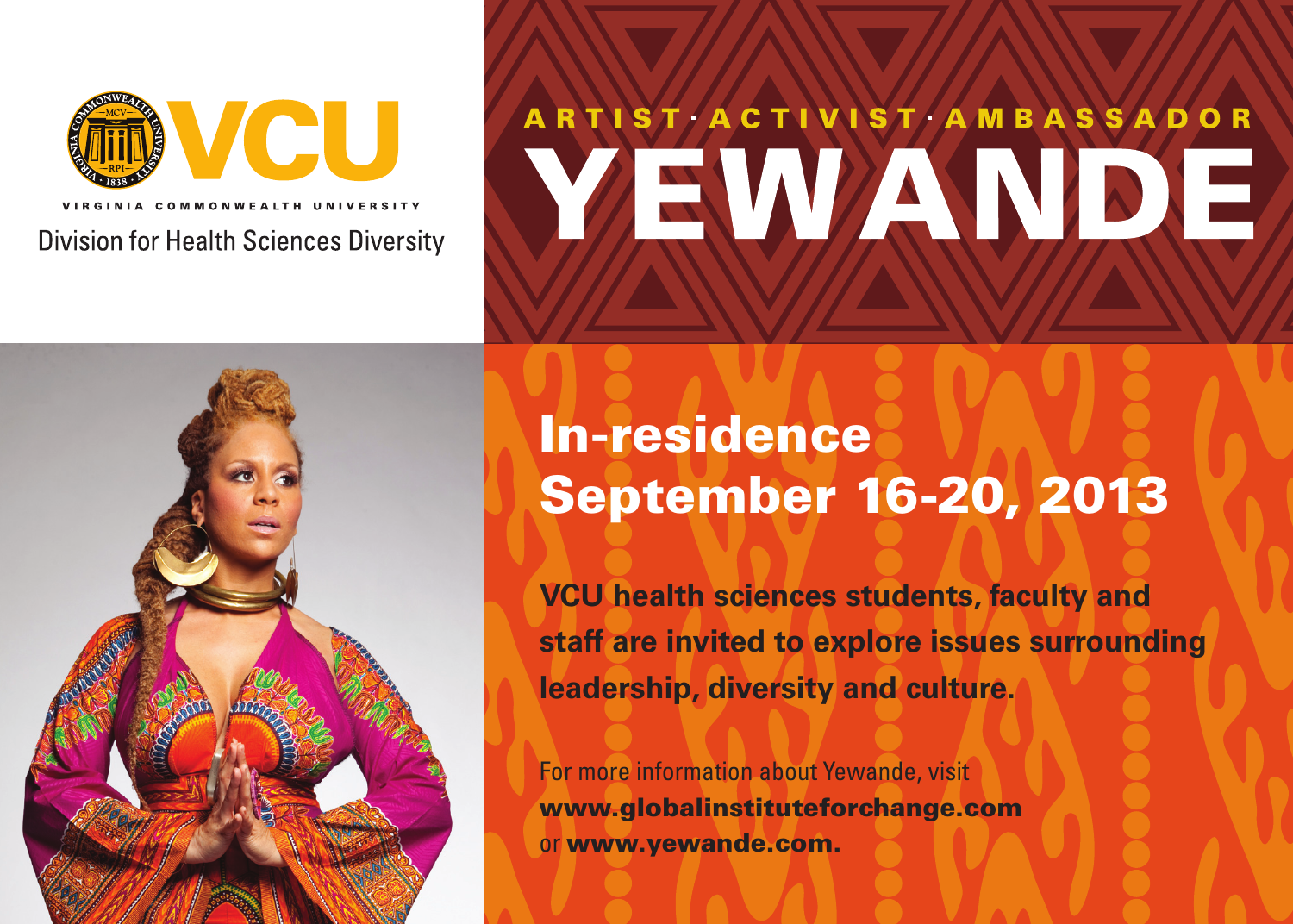VCU

VIRGINIA COMMONWEALTH UNIVERSITY

Division for Health Sciences Diversity

ARTIST · ACTIVIST · AMBASSADOR

# YEWANDE

## In-residence September 16-20, 2013

**VCU health sciences students, faculty and staff are invited to explore issues surrounding leadership, diversity and culture.**

For more information about Yewande, visit **www.globalinstituteforchange.com** or **www.yewande.com.**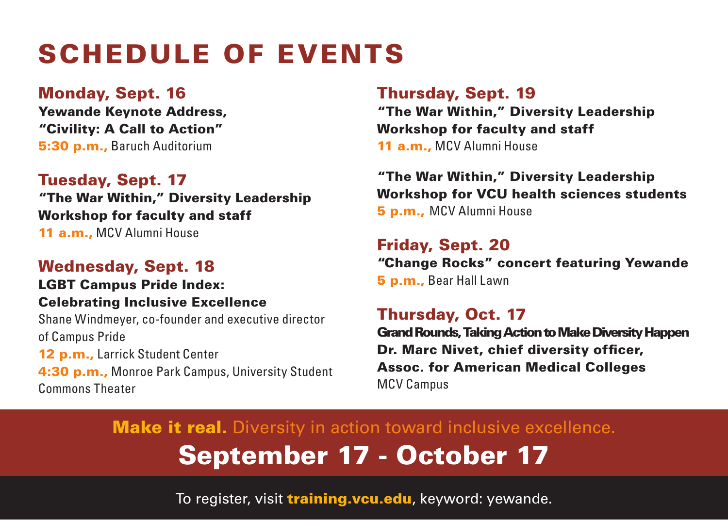# SCHEDULE OF EVENTS

## Monday, Sept. 16

**Yewande Keynote Address, "Civility: A Call to Action"**
**5:30 p.m.,** Baruch Auditorium

## Tuesday, Sept. 17

**"The War Within," Diversity Leadership Workshop for faculty and staff**
**11 a.m.,** MCV Alumni House

## Wednesday, Sept. 18

**LGBT Campus Pride Index: Celebrating Inclusive Excellence**
Shane Windmeyer, co-founder and executive director of Campus Pride
**12 p.m.,** Larrick Student Center
**4:30 p.m.,** Monroe Park Campus, University Student Commons Theater

## Thursday, Sept. 19

**"The War Within," Diversity Leadership Workshop for faculty and staff**
**11 a.m.,** MCV Alumni House

**"The War Within," Diversity Leadership Workshop for VCU health sciences students**
**5 p.m.,** MCV Alumni House

## Friday, Sept. 20

**"Change Rocks" concert featuring Yewande**
**5 p.m.,** Bear Hall Lawn

## Thursday, Oct. 17

**Grand Rounds, Taking Action to Make Diversity Happen**
**Dr. Marc Nivet, chief diversity officer, Assoc. for American Medical Colleges**
MCV Campus

**Make it real.** Diversity in action toward inclusive excellence.

**September 17 - October 17**

To register, visit **training.vcu.edu**, keyword: yewande.